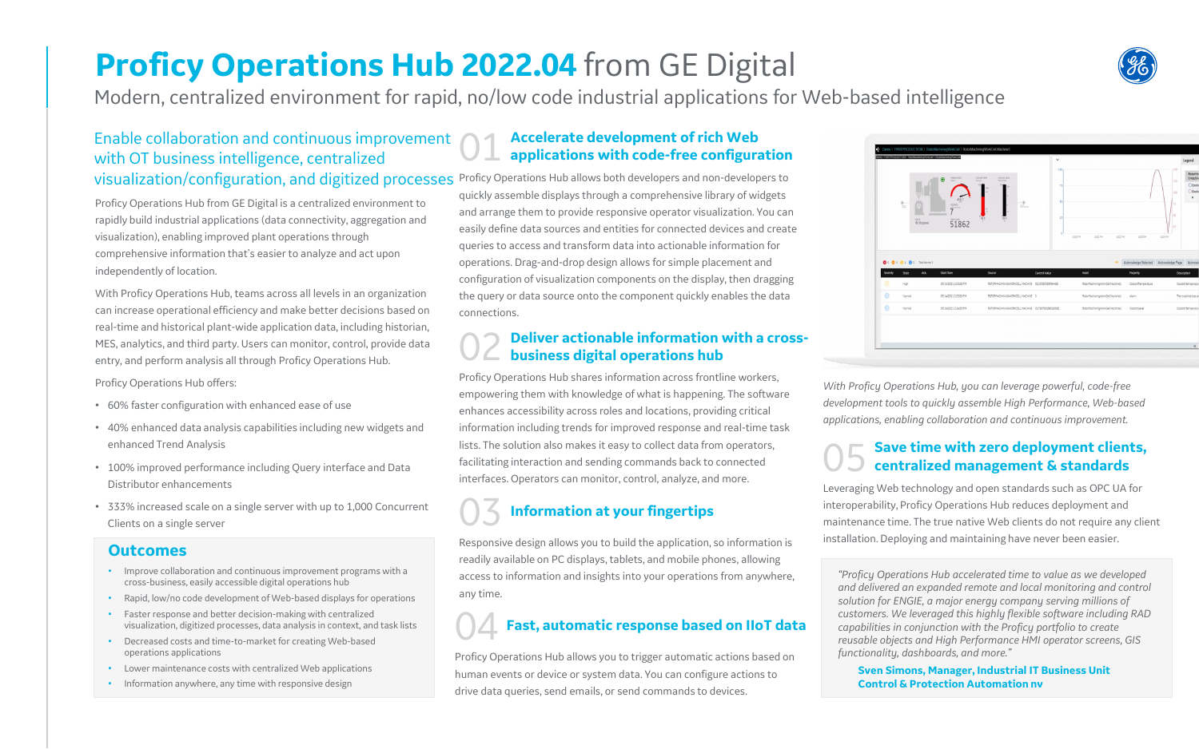# Proficy Operations Hub 2022.04 from GE Digital

Modern, centralized environment for rapid, no/low code industrial applications for Web-based intelligence

## Enable collaboration and continuous improvement with OT business intelligence, centralized visualization/configuration, and digitized processes

Proficy Operations Hub from GE Digital is a centralized environment to rapidly build industrial applications (data connectivity, aggregation and visualization), enabling improved plant operations through comprehensive information that's easier to analyze and act upon independently of location.

With Proficy Operations Hub, teams across all levels in an organization can increase operational efficiency and make better decisions based on real-time and historical plant-wide application data, including historian, MES, analytics, and third party. Users can monitor, control, provide data entry, and perform analysis all through Proficy Operations Hub.

Proficy Operations Hub offers:

- 60% faster configuration with enhanced ease of use
- 40% enhanced data analysis capabilities including new widgets and enhanced Trend Analysis
- 100% improved performance including Query interface and Data Distributor enhancements
- 333% increased scale on a single server with up to 1,000 Concurrent Clients on a single server

### Outcomes

- Improve collaboration and continuous improvement programs with a cross-business, easily accessible digital operations hub
- Rapid, low/no code development of Web-based displays for operations
- Faster response and better decision-making with centralized visualization, digitized processes, data analysis in context, and task lists
- Decreased costs and time-to-market for creating Web-based operations applications
- Lower maintenance costs with centralized Web applications
- Information anywhere, any time with responsive design

## 01 Accelerate development of rich Web applications with code-free configuration

Proficy Operations Hub allows both developers and non-developers to quickly assemble displays through a comprehensive library of widgets and arrange them to provide responsive operator visualization. You can easily define data sources and entities for connected devices and create queries to access and transform data into actionable information for operations. Drag-and-drop design allows for simple placement and configuration of visualization components on the display, then dragging the query or data source onto the component quickly enables the data connections.

## 02 Deliver actionable information with a cross-business digital operations hub

Proficy Operations Hub shares information across frontline workers, empowering them with knowledge of what is happening. The software enhances accessibility across roles and locations, providing critical information including trends for improved response and real-time task lists. The solution also makes it easy to collect data from operators, facilitating interaction and sending commands back to connected interfaces. Operators can monitor, control, analyze, and more.

## 03 Information at your fingertips

Responsive design allows you to build the application, so information is readily available on PC displays, tablets, and mobile phones, allowing access to information and insights into your operations from anywhere, any time.

## 04 Fast, automatic response based on IIoT data

Proficy Operations Hub allows you to trigger automatic actions based on human events or device or system data. You can configure actions to drive data queries, send emails, or send commands to devices.

*With Proficy Operations Hub, you can leverage powerful, code-free development tools to quickly assemble High Performance, Web-based applications, enabling collaboration and continuous improvement.*

## 05 Save time with zero deployment clients, centralized management & standards

Leveraging Web technology and open standards such as OPC UA for interoperability, Proficy Operations Hub reduces deployment and maintenance time. The true native Web clients do not require any client installation. Deploying and maintaining have never been easier.

*"Proficy Operations Hub accelerated time to value as we developed and delivered an expanded remote and local monitoring and control solution for ENGIE, a major energy company serving millions of customers. We leveraged this highly flexible software including RAD capabilities in conjunction with the Proficy portfolio to create reusable objects and High Performance HMI operator screens, GIS functionality, dashboards, and more."*

**Sven Simons, Manager, Industrial IT Business Unit**
**Control & Protection Automation nv**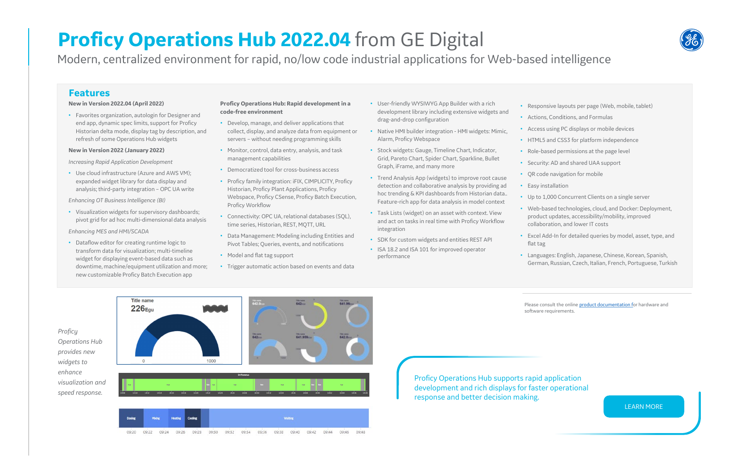# Proficy Operations Hub 2022.04 from GE Digital

Modern, centralized environment for rapid, no/low code industrial applications for Web-based intelligence

## Features

**New in Version 2022.04 (April 2022)**

- Favorites organization, autologin for Designer and end app, dynamic spec limits, support for Proficy Historian delta mode, display tag by description, and refresh of some Operations Hub widgets

**New in Version 2022 (January 2022)**

*Increasing Rapid Application Development*

- Use cloud infrastructure (Azure and AWS VM); expanded widget library for data display and analysis; third-party integration – OPC UA write

*Enhancing OT Business Intelligence (BI)*

- Visualization widgets for supervisory dashboards; pivot grid for ad hoc multi-dimensional data analysis

*Enhancing MES and HMI/SCADA*

- Dataflow editor for creating runtime logic to transform data for visualization; multi-timeline widget for displaying event-based data such as downtime, machine/equipment utilization and more; new customizable Proficy Batch Execution app

**Proficy Operations Hub: Rapid development in a code-free environment**

- Develop, manage, and deliver applications that collect, display, and analyze data from equipment or servers – without needing programming skills
- Monitor, control, data entry, analysis, and task management capabilities
- Democratized tool for cross-business access
- Proficy family integration: iFIX, CIMPLICITY, Proficy Historian, Proficy Plant Applications, Proficy Webspace, Proficy CSense, Proficy Batch Execution, Proficy Workflow
- Connectivity: OPC UA, relational databases (SQL), time series, Historian, REST, MQTT, URL
- Data Management: Modeling including Entities and Pivot Tables; Queries, events, and notifications
- Model and flat tag support
- Trigger automatic action based on events and data
- User-friendly WYSIWYG App Builder with a rich development library including extensive widgets and drag-and-drop configuration
- Native HMI builder integration - HMI widgets: Mimic, Alarm, Proficy Webspace
- Stock widgets: Gauge, Timeline Chart, Indicator, Grid, Pareto Chart, Spider Chart, Sparkline, Bullet Graph, iFrame, and many more
- Trend Analysis App (widgets) to improve root cause detection and collaborative analysis by providing ad hoc trending & KPI dashboards from Historian data.. Feature-rich app for data analysis in model context
- Task Lists (widget) on an asset with context. View and act on tasks in real time with Proficy Workflow integration
- SDK for custom widgets and entities REST API
- ISA 18.2 and ISA 101 for improved operator performance
- Responsive layouts per page (Web, mobile, tablet)
- Actions, Conditions, and Formulas
- Access using PC displays or mobile devices
- HTML5 and CSS3 for platform independence
- Role-based permissions at the page level
- Security: AD and shared UAA support
- QR code navigation for mobile
- Easy installation
- Up to 1,000 Concurrent Clients on a single server
- Web-based technologies, cloud, and Docker: Deployment, product updates, accessibility/mobility, improved collaboration, and lower IT costs
- Excel Add-In for detailed queries by model, asset, type, and flat tag
- Languages: English, Japanese, Chinese, Korean, Spanish, German, Russian, Czech, Italian, French, Portuguese, Turkish

*Proficy Operations Hub provides new widgets to enhance visualization and speed response.*

Please consult the online product documentation for hardware and software requirements.

Proficy Operations Hub supports rapid application development and rich displays for faster operational response and better decision making.

LEARN MORE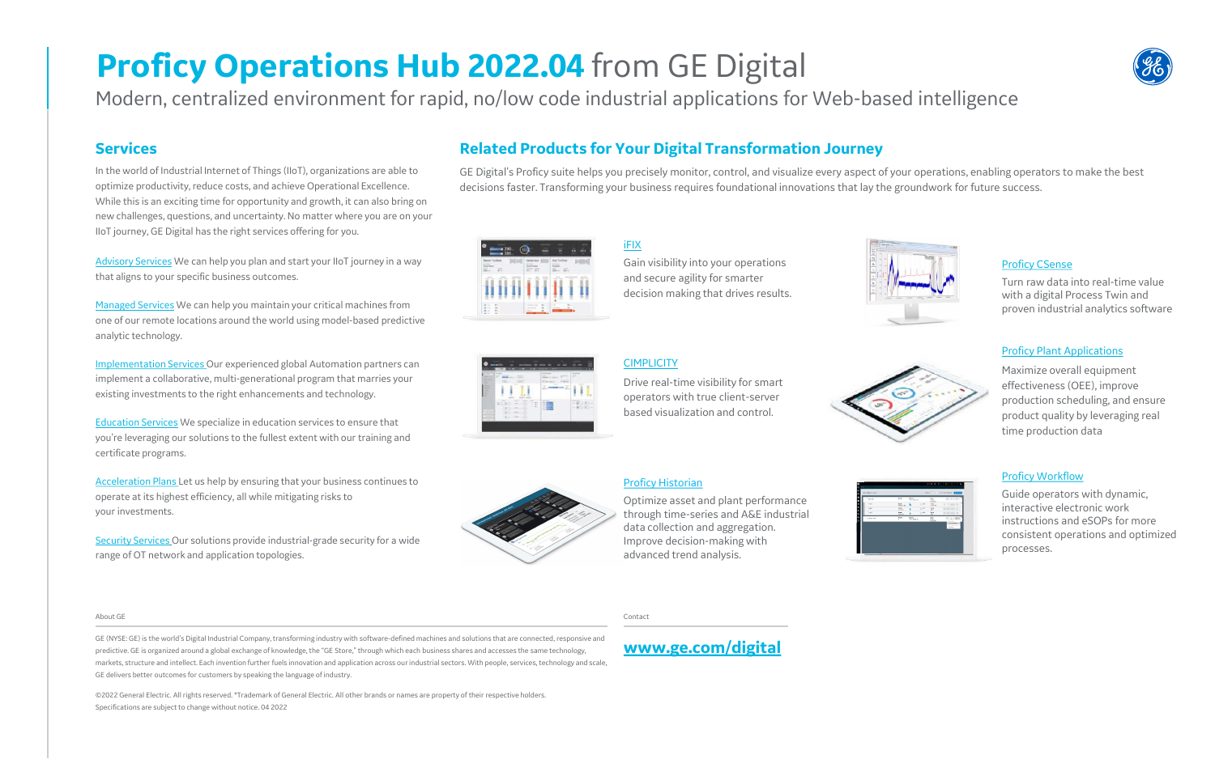# **Proficy Operations Hub 2022.04** from GE Digital

Modern, centralized environment for rapid, no/low code industrial applications for Web-based intelligence

## Services

In the world of Industrial Internet of Things (IIoT), organizations are able to optimize productivity, reduce costs, and achieve Operational Excellence. While this is an exciting time for opportunity and growth, it can also bring on new challenges, questions, and uncertainty. No matter where you are on your IIoT journey, GE Digital has the right services offering for you.

Advisory Services We can help you plan and start your IIoT journey in a way that aligns to your specific business outcomes.

Managed Services We can help you maintain your critical machines from one of our remote locations around the world using model-based predictive analytic technology.

Implementation Services Our experienced global Automation partners can implement a collaborative, multi-generational program that marries your existing investments to the right enhancements and technology.

Education Services We specialize in education services to ensure that you're leveraging our solutions to the fullest extent with our training and certificate programs.

Acceleration Plans Let us help by ensuring that your business continues to operate at its highest efficiency, all while mitigating risks to your investments.

Security Services Our solutions provide industrial-grade security for a wide range of OT network and application topologies.

## Related Products for Your Digital Transformation Journey

GE Digital's Proficy suite helps you precisely monitor, control, and visualize every aspect of your operations, enabling operators to make the best decisions faster. Transforming your business requires foundational innovations that lay the groundwork for future success.

iFIX

Gain visibility into your operations and secure agility for smarter decision making that drives results.

CIMPLICITY

Drive real-time visibility for smart operators with true client-server based visualization and control.

Proficy Historian

Optimize asset and plant performance through time-series and A&E industrial data collection and aggregation. Improve decision-making with advanced trend analysis.

Proficy CSense

Turn raw data into real-time value with a digital Process Twin and proven industrial analytics software

Proficy Plant Applications

Maximize overall equipment effectiveness (OEE), improve production scheduling, and ensure product quality by leveraging real time production data

Proficy Workflow

Guide operators with dynamic, interactive electronic work instructions and eSOPs for more consistent operations and optimized processes.

About GE

GE (NYSE: GE) is the world's Digital Industrial Company, transforming industry with software-defined machines and solutions that are connected, responsive and predictive. GE is organized around a global exchange of knowledge, the "GE Store," through which each business shares and accesses the same technology, markets, structure and intellect. Each invention further fuels innovation and application across our industrial sectors. With people, services, technology and scale, GE delivers better outcomes for customers by speaking the language of industry.

©2022 General Electric. All rights reserved. *Trademark of General Electric. All other brands or names are property of their respective holders. Specifications are subject to change without notice. 04 2022

Contact

**www.ge.com/digital**